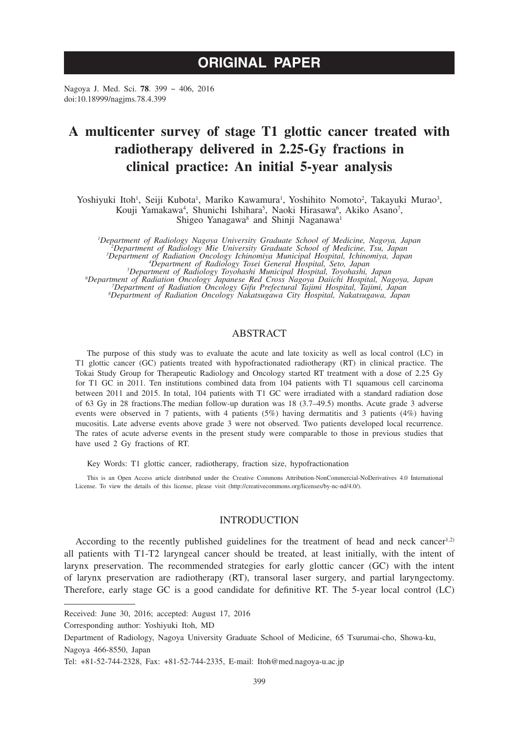# ORIGINAL PAPER

Nagoya J. Med. Sci. **78**. 399 ~ 406, 2016
doi:10.18999/nagjms.78.4.399

# A multicenter survey of stage T1 glottic cancer treated with radiotherapy delivered in 2.25-Gy fractions in clinical practice: An initial 5-year analysis

Yoshiyuki Itoh[1], Seiji Kubota[1], Mariko Kawamura[1], Yoshihito Nomoto[2], Takayuki Murao[3], Kouji Yamakawa[4], Shunichi Ishihara[5], Naoki Hirasawa[6], Akiko Asano[7], Shigeo Yanagawa[8] and Shinji Naganawa[1]

*[1]Department of Radiology Nagoya University Graduate School of Medicine, Nagoya, Japan*
*[2]Department of Radiology Mie University Graduate School of Medicine, Tsu, Japan*
*[3]Department of Radiation Oncology Ichinomiya Municipal Hospital, Ichinomiya, Japan*
*[4]Department of Radiology Tosei General Hospital, Seto, Japan*
*[5]Department of Radiology Toyohashi Municipal Hospital, Toyohashi, Japan*
*[6]Department of Radiation Oncology Japanese Red Cross Nagoya Daiichi Hospital, Nagoya, Japan*
*[7]Department of Radiation Oncology Gifu Prefectural Tajimi Hospital, Tajimi, Japan*
*[8]Department of Radiation Oncology Nakatsugawa City Hospital, Nakatsugawa, Japan*

## ABSTRACT

The purpose of this study was to evaluate the acute and late toxicity as well as local control (LC) in T1 glottic cancer (GC) patients treated with hypofractionated radiotherapy (RT) in clinical practice. The Tokai Study Group for Therapeutic Radiology and Oncology started RT treatment with a dose of 2.25 Gy for T1 GC in 2011. Ten institutions combined data from 104 patients with T1 squamous cell carcinoma between 2011 and 2015. In total, 104 patients with T1 GC were irradiated with a standard radiation dose of 63 Gy in 28 fractions.The median follow-up duration was 18 (3.7–49.5) months. Acute grade 3 adverse events were observed in 7 patients, with 4 patients (5%) having dermatitis and 3 patients (4%) having mucositis. Late adverse events above grade 3 were not observed. Two patients developed local recurrence. The rates of acute adverse events in the present study were comparable to those in previous studies that have used 2 Gy fractions of RT.

Key Words: T1 glottic cancer, radiotherapy, fraction size, hypofractionation

This is an Open Access article distributed under the Creative Commons Attribution-NonCommercial-NoDerivatives 4.0 International License. To view the details of this license, please visit (http://creativecommons.org/licenses/by-nc-nd/4.0/).

## INTRODUCTION

According to the recently published guidelines for the treatment of head and neck cancer[1,2] all patients with T1-T2 laryngeal cancer should be treated, at least initially, with the intent of larynx preservation. The recommended strategies for early glottic cancer (GC) with the intent of larynx preservation are radiotherapy (RT), transoral laser surgery, and partial laryngectomy. Therefore, early stage GC is a good candidate for definitive RT. The 5-year local control (LC)

---

Received: June 30, 2016; accepted: August 17, 2016

Corresponding author: Yoshiyuki Itoh, MD

Department of Radiology, Nagoya University Graduate School of Medicine, 65 Tsurumai-cho, Showa-ku, Nagoya 466-8550, Japan

Tel: +81-52-744-2328, Fax: +81-52-744-2335, E-mail: Itoh@med.nagoya-u.ac.jp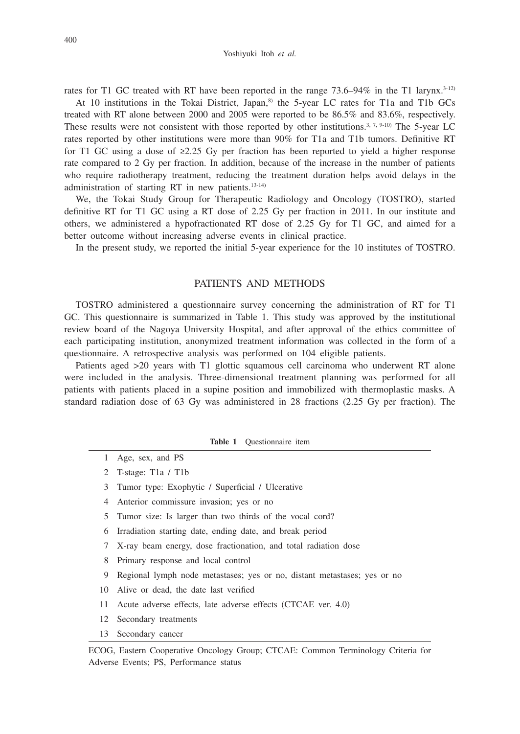rates for T1 GC treated with RT have been reported in the range 73.6–94% in the T1 larynx.[3-12)]

At 10 institutions in the Tokai District, Japan,[8)] the 5-year LC rates for T1a and T1b GCs treated with RT alone between 2000 and 2005 were reported to be 86.5% and 83.6%, respectively. These results were not consistent with those reported by other institutions.[3, 7, 9-10)] The 5-year LC rates reported by other institutions were more than 90% for T1a and T1b tumors. Definitive RT for T1 GC using a dose of ≥2.25 Gy per fraction has been reported to yield a higher response rate compared to 2 Gy per fraction. In addition, because of the increase in the number of patients who require radiotherapy treatment, reducing the treatment duration helps avoid delays in the administration of starting RT in new patients.[13-14)]

We, the Tokai Study Group for Therapeutic Radiology and Oncology (TOSTRO), started definitive RT for T1 GC using a RT dose of 2.25 Gy per fraction in 2011. In our institute and others, we administered a hypofractionated RT dose of 2.25 Gy for T1 GC, and aimed for a better outcome without increasing adverse events in clinical practice.

In the present study, we reported the initial 5-year experience for the 10 institutes of TOSTRO.

## PATIENTS AND METHODS

TOSTRO administered a questionnaire survey concerning the administration of RT for T1 GC. This questionnaire is summarized in Table 1. This study was approved by the institutional review board of the Nagoya University Hospital, and after approval of the ethics committee of each participating institution, anonymized treatment information was collected in the form of a questionnaire. A retrospective analysis was performed on 104 eligible patients.

Patients aged >20 years with T1 glottic squamous cell carcinoma who underwent RT alone were included in the analysis. Three-dimensional treatment planning was performed for all patients with patients placed in a supine position and immobilized with thermoplastic masks. A standard radiation dose of 63 Gy was administered in 28 fractions (2.25 Gy per fraction). The

**Table 1** Questionnaire item

| | |
|---|---|
| 1 | Age, sex, and PS |
| 2 | T-stage: T1a / T1b |
| 3 | Tumor type: Exophytic / Superficial / Ulcerative |
| 4 | Anterior commissure invasion; yes or no |
| 5 | Tumor size: Is larger than two thirds of the vocal cord? |
| 6 | Irradiation starting date, ending date, and break period |
| 7 | X-ray beam energy, dose fractionation, and total radiation dose |
| 8 | Primary response and local control |
| 9 | Regional lymph node metastases; yes or no, distant metastases; yes or no |
| 10 | Alive or dead, the date last verified |
| 11 | Acute adverse effects, late adverse effects (CTCAE ver. 4.0) |
| 12 | Secondary treatments |
| 13 | Secondary cancer |

ECOG, Eastern Cooperative Oncology Group; CTCAE: Common Terminology Criteria for Adverse Events; PS, Performance status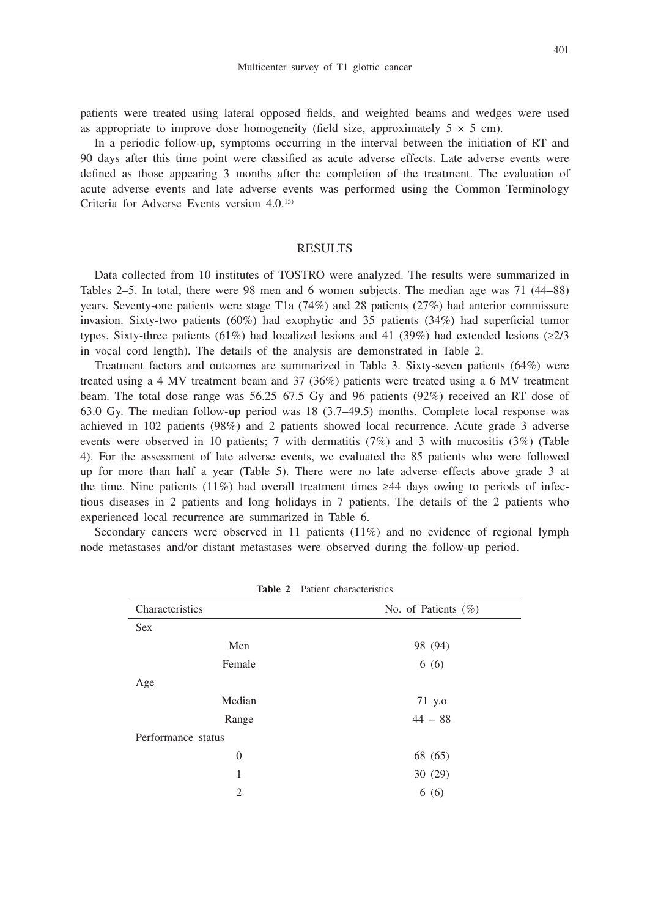patients were treated using lateral opposed fields, and weighted beams and wedges were used as appropriate to improve dose homogeneity (field size, approximately 5 × 5 cm).

In a periodic follow-up, symptoms occurring in the interval between the initiation of RT and 90 days after this time point were classified as acute adverse effects. Late adverse events were defined as those appearing 3 months after the completion of the treatment. The evaluation of acute adverse events and late adverse events was performed using the Common Terminology Criteria for Adverse Events version 4.0.[15]

## RESULTS

Data collected from 10 institutes of TOSTRO were analyzed. The results were summarized in Tables 2–5. In total, there were 98 men and 6 women subjects. The median age was 71 (44–88) years. Seventy-one patients were stage T1a (74%) and 28 patients (27%) had anterior commissure invasion. Sixty-two patients (60%) had exophytic and 35 patients (34%) had superficial tumor types. Sixty-three patients (61%) had localized lesions and 41 (39%) had extended lesions (≥2/3 in vocal cord length). The details of the analysis are demonstrated in Table 2.

Treatment factors and outcomes are summarized in Table 3. Sixty-seven patients (64%) were treated using a 4 MV treatment beam and 37 (36%) patients were treated using a 6 MV treatment beam. The total dose range was 56.25–67.5 Gy and 96 patients (92%) received an RT dose of 63.0 Gy. The median follow-up period was 18 (3.7–49.5) months. Complete local response was achieved in 102 patients (98%) and 2 patients showed local recurrence. Acute grade 3 adverse events were observed in 10 patients; 7 with dermatitis (7%) and 3 with mucositis (3%) (Table 4). For the assessment of late adverse events, we evaluated the 85 patients who were followed up for more than half a year (Table 5). There were no late adverse effects above grade 3 at the time. Nine patients (11%) had overall treatment times ≥44 days owing to periods of infectious diseases in 2 patients and long holidays in 7 patients. The details of the 2 patients who experienced local recurrence are summarized in Table 6.

Secondary cancers were observed in 11 patients (11%) and no evidence of regional lymph node metastases and/or distant metastases were observed during the follow-up period.

**Table 2** Patient characteristics

| Characteristics | | No. of Patients (%) |
|---|---|---|
| Sex | | |
| | Men | 98 (94) |
| | Female | 6 (6) |
| Age | | |
| | Median | 71 y.o |
| | Range | 44 – 88 |
| Performance status | | |
| | 0 | 68 (65) |
| | 1 | 30 (29) |
| | 2 | 6 (6) |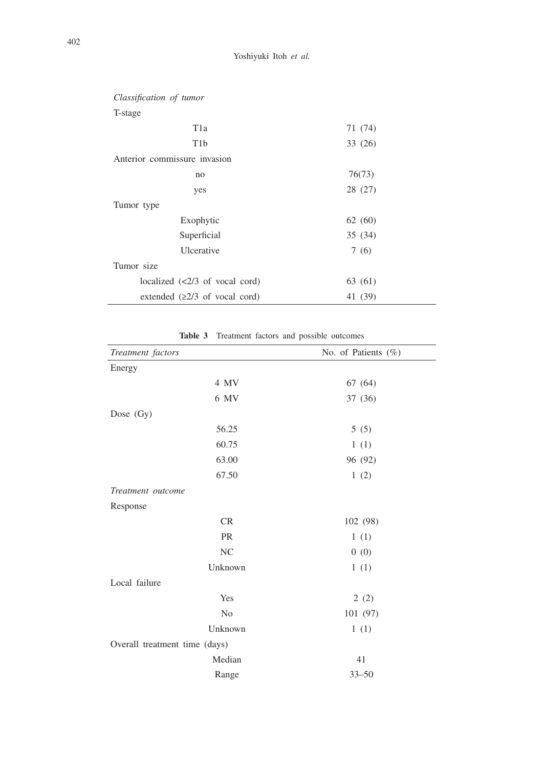| | |
|---|---|
| *Classification of tumor* | |
| T-stage | |
| T1a | 71 (74) |
| T1b | 33 (26) |
| Anterior commissure invasion | |
| no | 76(73) |
| yes | 28 (27) |
| Tumor type | |
| Exophytic | 62 (60) |
| Superficial | 35 (34) |
| Ulcerative | 7 (6) |
| Tumor size | |
| localized (<2/3 of vocal cord) | 63 (61) |
| extended (≥2/3 of vocal cord) | 41 (39) |

**Table 3** Treatment factors and possible outcomes

| *Treatment factors* | No. of Patients (%) |
|---|---|
| Energy | |
| 4 MV | 67 (64) |
| 6 MV | 37 (36) |
| Dose (Gy) | |
| 56.25 | 5 (5) |
| 60.75 | 1 (1) |
| 63.00 | 96 (92) |
| 67.50 | 1 (2) |
| *Treatment outcome* | |
| Response | |
| CR | 102 (98) |
| PR | 1 (1) |
| NC | 0 (0) |
| Unknown | 1 (1) |
| Local failure | |
| Yes | 2 (2) |
| No | 101 (97) |
| Unknown | 1 (1) |
| Overall treatment time (days) | |
| Median | 41 |
| Range | 33–50 |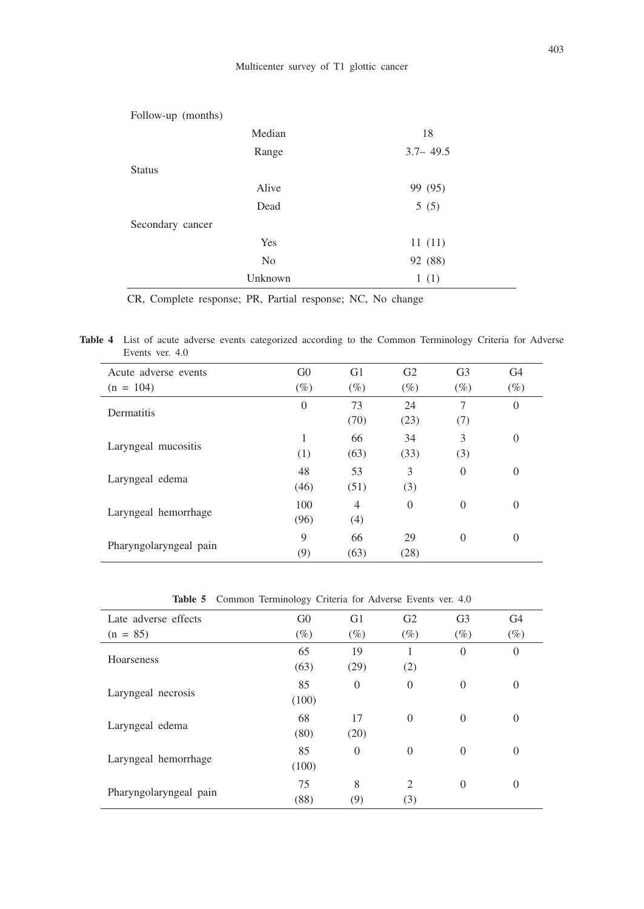| | | |
|---|---|---|
| Follow-up (months) | | |
| | Median | 18 |
| | Range | 3.7– 49.5 |
| Status | | |
| | Alive | 99 (95) |
| | Dead | 5 (5) |
| Secondary cancer | | |
| | Yes | 11 (11) |
| | No | 92 (88) |
| | Unknown | 1 (1) |

CR, Complete response; PR, Partial response; NC, No change

**Table 4** List of acute adverse events categorized according to the Common Terminology Criteria for Adverse Events ver. 4.0

| Acute adverse events (n = 104) | G0 (%) | G1 (%) | G2 (%) | G3 (%) | G4 (%) |
|---|---|---|---|---|---|
| Dermatitis | 0 | 73 (70) | 24 (23) | 7 (7) | 0 |
| Laryngeal mucositis | 1 (1) | 66 (63) | 34 (33) | 3 (3) | 0 |
| Laryngeal edema | 48 (46) | 53 (51) | 3 (3) | 0 | 0 |
| Laryngeal hemorrhage | 100 (96) | 4 (4) | 0 | 0 | 0 |
| Pharyngolaryngeal pain | 9 (9) | 66 (63) | 29 (28) | 0 | 0 |

**Table 5** Common Terminology Criteria for Adverse Events ver. 4.0

| Late adverse effects (n = 85) | G0 (%) | G1 (%) | G2 (%) | G3 (%) | G4 (%) |
|---|---|---|---|---|---|
| Hoarseness | 65 (63) | 19 (29) | 1 (2) | 0 | 0 |
| Laryngeal necrosis | 85 (100) | 0 | 0 | 0 | 0 |
| Laryngeal edema | 68 (80) | 17 (20) | 0 | 0 | 0 |
| Laryngeal hemorrhage | 85 (100) | 0 | 0 | 0 | 0 |
| Pharyngolaryngeal pain | 75 (88) | 8 (9) | 2 (3) | 0 | 0 |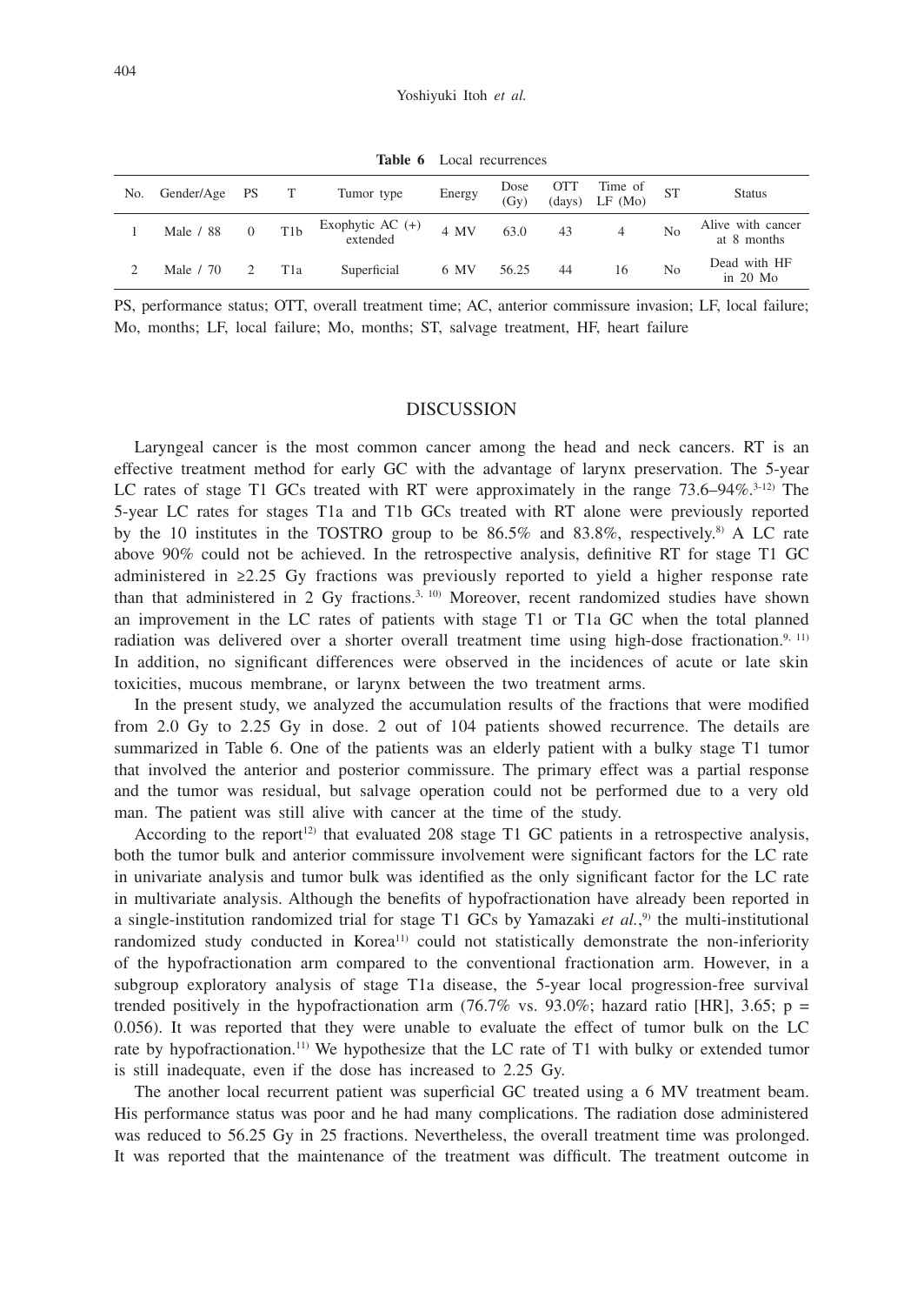**Table 6** Local recurrences

| No. | Gender/Age | PS | T | Tumor type | Energy | Dose (Gy) | OTT (days) | Time of LF (Mo) | ST | Status |
|---|---|---|---|---|---|---|---|---|---|---|
| 1 | Male / 88 | 0 | T1b | Exophytic AC (+) extended | 4 MV | 63.0 | 43 | 4 | No | Alive with cancer at 8 months |
| 2 | Male / 70 | 2 | T1a | Superficial | 6 MV | 56.25 | 44 | 16 | No | Dead with HF in 20 Mo |

PS, performance status; OTT, overall treatment time; AC, anterior commissure invasion; LF, local failure; Mo, months; LF, local failure; Mo, months; ST, salvage treatment, HF, heart failure

## DISCUSSION

Laryngeal cancer is the most common cancer among the head and neck cancers. RT is an effective treatment method for early GC with the advantage of larynx preservation. The 5-year LC rates of stage T1 GCs treated with RT were approximately in the range 73.6–94%.[3-12] The 5-year LC rates for stages T1a and T1b GCs treated with RT alone were previously reported by the 10 institutes in the TOSTRO group to be 86.5% and 83.8%, respectively.[8] A LC rate above 90% could not be achieved. In the retrospective analysis, definitive RT for stage T1 GC administered in ≥2.25 Gy fractions was previously reported to yield a higher response rate than that administered in 2 Gy fractions.[3, 10] Moreover, recent randomized studies have shown an improvement in the LC rates of patients with stage T1 or T1a GC when the total planned radiation was delivered over a shorter overall treatment time using high-dose fractionation.[9, 11] In addition, no significant differences were observed in the incidences of acute or late skin toxicities, mucous membrane, or larynx between the two treatment arms.

In the present study, we analyzed the accumulation results of the fractions that were modified from 2.0 Gy to 2.25 Gy in dose. 2 out of 104 patients showed recurrence. The details are summarized in Table 6. One of the patients was an elderly patient with a bulky stage T1 tumor that involved the anterior and posterior commissure. The primary effect was a partial response and the tumor was residual, but salvage operation could not be performed due to a very old man. The patient was still alive with cancer at the time of the study.

According to the report[12] that evaluated 208 stage T1 GC patients in a retrospective analysis, both the tumor bulk and anterior commissure involvement were significant factors for the LC rate in univariate analysis and tumor bulk was identified as the only significant factor for the LC rate in multivariate analysis. Although the benefits of hypofractionation have already been reported in a single-institution randomized trial for stage T1 GCs by Yamazaki *et al.*,[9] the multi-institutional randomized study conducted in Korea[11] could not statistically demonstrate the non-inferiority of the hypofractionation arm compared to the conventional fractionation arm. However, in a subgroup exploratory analysis of stage T1a disease, the 5-year local progression-free survival trended positively in the hypofractionation arm (76.7% vs. 93.0%; hazard ratio [HR], 3.65; $p = 0.056$). It was reported that they were unable to evaluate the effect of tumor bulk on the LC rate by hypofractionation.[11] We hypothesize that the LC rate of T1 with bulky or extended tumor is still inadequate, even if the dose has increased to 2.25 Gy.

The another local recurrent patient was superficial GC treated using a 6 MV treatment beam. His performance status was poor and he had many complications. The radiation dose administered was reduced to 56.25 Gy in 25 fractions. Nevertheless, the overall treatment time was prolonged. It was reported that the maintenance of the treatment was difficult. The treatment outcome in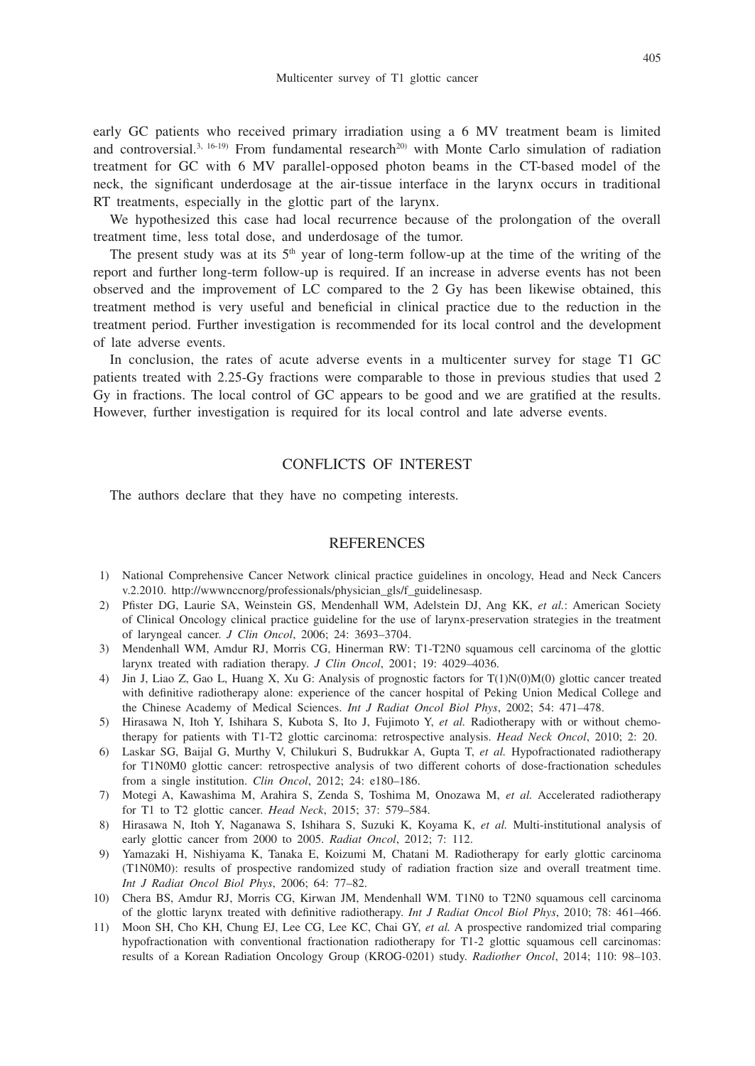early GC patients who received primary irradiation using a 6 MV treatment beam is limited and controversial.[3, 16-19] From fundamental research[20] with Monte Carlo simulation of radiation treatment for GC with 6 MV parallel-opposed photon beams in the CT-based model of the neck, the significant underdosage at the air-tissue interface in the larynx occurs in traditional RT treatments, especially in the glottic part of the larynx.

We hypothesized this case had local recurrence because of the prolongation of the overall treatment time, less total dose, and underdosage of the tumor.

The present study was at its 5th year of long-term follow-up at the time of the writing of the report and further long-term follow-up is required. If an increase in adverse events has not been observed and the improvement of LC compared to the 2 Gy has been likewise obtained, this treatment method is very useful and beneficial in clinical practice due to the reduction in the treatment period. Further investigation is recommended for its local control and the development of late adverse events.

In conclusion, the rates of acute adverse events in a multicenter survey for stage T1 GC patients treated with 2.25-Gy fractions were comparable to those in previous studies that used 2 Gy in fractions. The local control of GC appears to be good and we are gratified at the results. However, further investigation is required for its local control and late adverse events.

## CONFLICTS OF INTEREST

The authors declare that they have no competing interests.

## REFERENCES

1) National Comprehensive Cancer Network clinical practice guidelines in oncology, Head and Neck Cancers v.2.2010. http://wwwnccnorg/professionals/physician_gls/f_guidelinesasp.
2) Pfister DG, Laurie SA, Weinstein GS, Mendenhall WM, Adelstein DJ, Ang KK, *et al.*: American Society of Clinical Oncology clinical practice guideline for the use of larynx-preservation strategies in the treatment of laryngeal cancer. *J Clin Oncol*, 2006; 24: 3693–3704.
3) Mendenhall WM, Amdur RJ, Morris CG, Hinerman RW: T1-T2N0 squamous cell carcinoma of the glottic larynx treated with radiation therapy. *J Clin Oncol*, 2001; 19: 4029–4036.
4) Jin J, Liao Z, Gao L, Huang X, Xu G: Analysis of prognostic factors for T(1)N(0)M(0) glottic cancer treated with definitive radiotherapy alone: experience of the cancer hospital of Peking Union Medical College and the Chinese Academy of Medical Sciences. *Int J Radiat Oncol Biol Phys*, 2002; 54: 471–478.
5) Hirasawa N, Itoh Y, Ishihara S, Kubota S, Ito J, Fujimoto Y, *et al.* Radiotherapy with or without chemotherapy for patients with T1-T2 glottic carcinoma: retrospective analysis. *Head Neck Oncol*, 2010; 2: 20.
6) Laskar SG, Baijal G, Murthy V, Chilukuri S, Budrukkar A, Gupta T, *et al.* Hypofractionated radiotherapy for T1N0M0 glottic cancer: retrospective analysis of two different cohorts of dose-fractionation schedules from a single institution. *Clin Oncol*, 2012; 24: e180–186.
7) Motegi A, Kawashima M, Arahira S, Zenda S, Toshima M, Onozawa M, *et al.* Accelerated radiotherapy for T1 to T2 glottic cancer. *Head Neck*, 2015; 37: 579–584.
8) Hirasawa N, Itoh Y, Naganawa S, Ishihara S, Suzuki K, Koyama K, *et al.* Multi-institutional analysis of early glottic cancer from 2000 to 2005. *Radiat Oncol*, 2012; 7: 112.
9) Yamazaki H, Nishiyama K, Tanaka E, Koizumi M, Chatani M. Radiotherapy for early glottic carcinoma (T1N0M0): results of prospective randomized study of radiation fraction size and overall treatment time. *Int J Radiat Oncol Biol Phys*, 2006; 64: 77–82.
10) Chera BS, Amdur RJ, Morris CG, Kirwan JM, Mendenhall WM. T1N0 to T2N0 squamous cell carcinoma of the glottic larynx treated with definitive radiotherapy. *Int J Radiat Oncol Biol Phys*, 2010; 78: 461–466.
11) Moon SH, Cho KH, Chung EJ, Lee CG, Lee KC, Chai GY, *et al.* A prospective randomized trial comparing hypofractionation with conventional fractionation radiotherapy for T1-2 glottic squamous cell carcinomas: results of a Korean Radiation Oncology Group (KROG-0201) study. *Radiother Oncol*, 2014; 110: 98–103.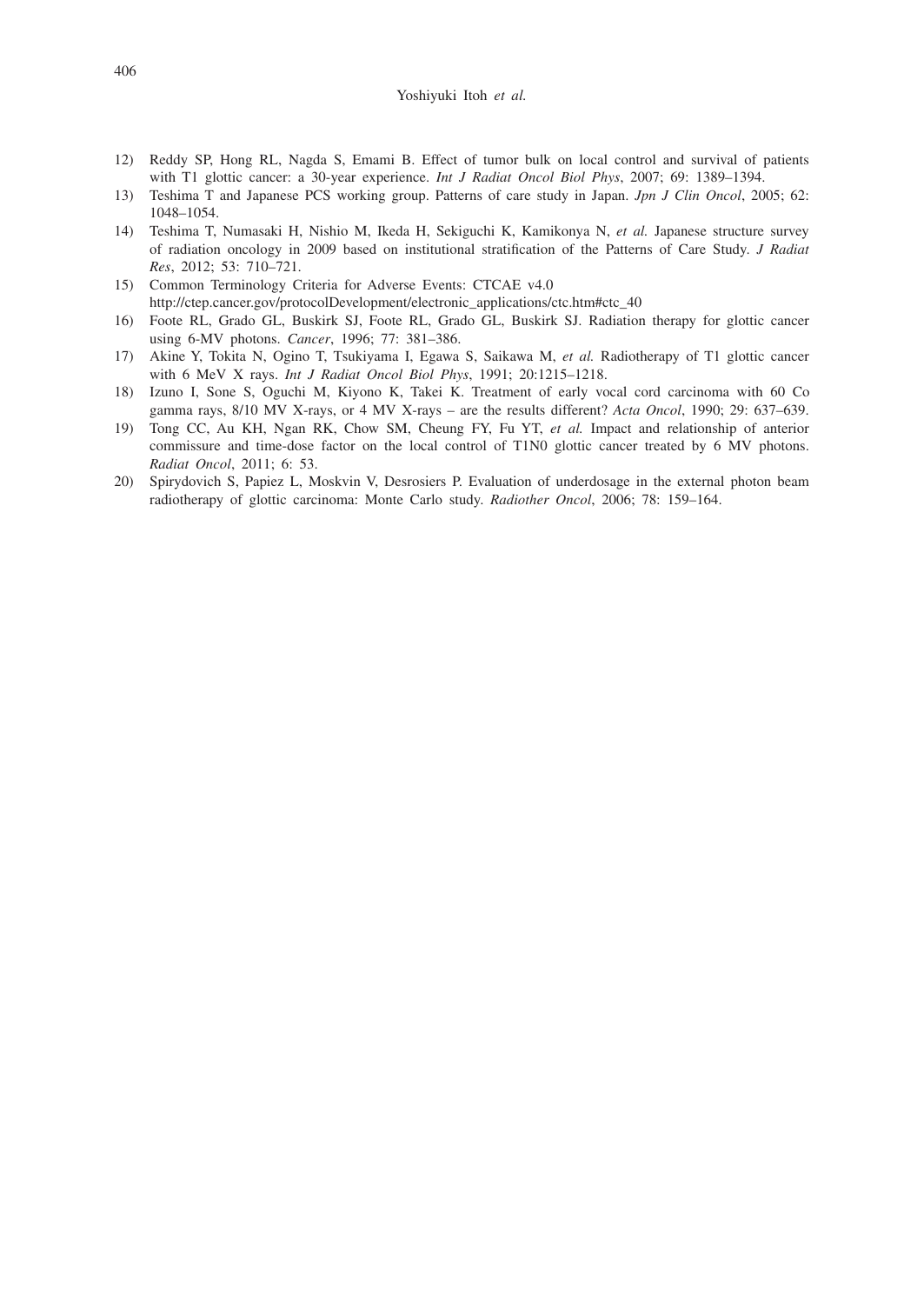12) Reddy SP, Hong RL, Nagda S, Emami B. Effect of tumor bulk on local control and survival of patients with T1 glottic cancer: a 30-year experience. *Int J Radiat Oncol Biol Phys*, 2007; 69: 1389–1394.
13) Teshima T and Japanese PCS working group. Patterns of care study in Japan. *Jpn J Clin Oncol*, 2005; 62: 1048–1054.
14) Teshima T, Numasaki H, Nishio M, Ikeda H, Sekiguchi K, Kamikonya N, *et al.* Japanese structure survey of radiation oncology in 2009 based on institutional stratification of the Patterns of Care Study. *J Radiat Res*, 2012; 53: 710–721.
15) Common Terminology Criteria for Adverse Events: CTCAE v4.0 http://ctep.cancer.gov/protocolDevelopment/electronic_applications/ctc.htm#ctc_40
16) Foote RL, Grado GL, Buskirk SJ, Foote RL, Grado GL, Buskirk SJ. Radiation therapy for glottic cancer using 6-MV photons. *Cancer*, 1996; 77: 381–386.
17) Akine Y, Tokita N, Ogino T, Tsukiyama I, Egawa S, Saikawa M, *et al.* Radiotherapy of T1 glottic cancer with 6 MeV X rays. *Int J Radiat Oncol Biol Phys*, 1991; 20:1215–1218.
18) Izuno I, Sone S, Oguchi M, Kiyono K, Takei K. Treatment of early vocal cord carcinoma with 60 Co gamma rays, 8/10 MV X-rays, or 4 MV X-rays – are the results different? *Acta Oncol*, 1990; 29: 637–639.
19) Tong CC, Au KH, Ngan RK, Chow SM, Cheung FY, Fu YT, *et al.* Impact and relationship of anterior commissure and time-dose factor on the local control of T1N0 glottic cancer treated by 6 MV photons. *Radiat Oncol*, 2011; 6: 53.
20) Spirydovich S, Papiez L, Moskvin V, Desrosiers P. Evaluation of underdosage in the external photon beam radiotherapy of glottic carcinoma: Monte Carlo study. *Radiother Oncol*, 2006; 78: 159–164.